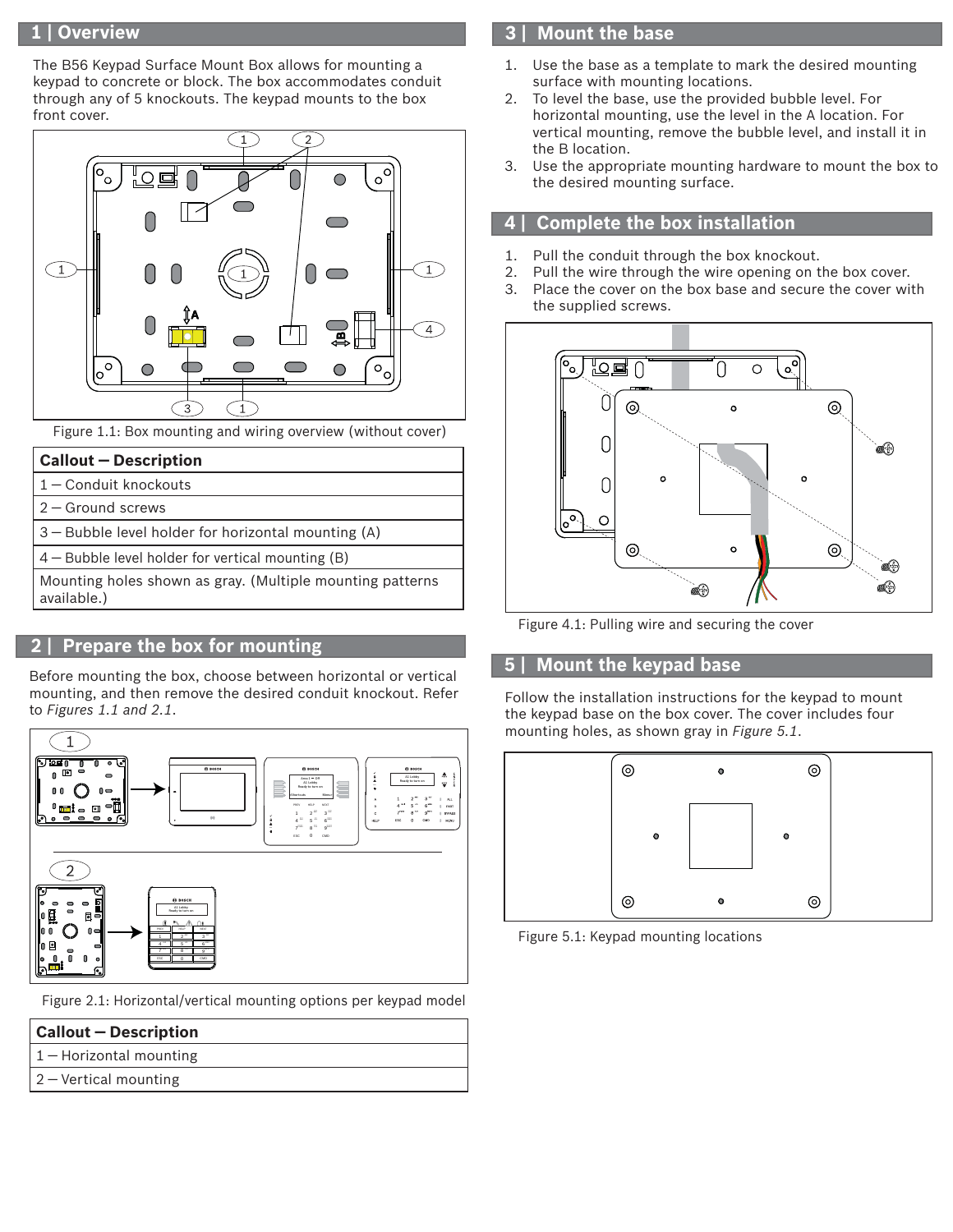## 1 | Overview

The B56 Keypad Surface Mount Box allows for mounting a keypad to concrete or block. The box accommodates conduit through any of 5 knockouts. The keypad mounts to the box front cover.

Figure 1.1: Box mounting and wiring overview (without cover)

| Callout — Description |
|---|
| 1 — Conduit knockouts |
| 2 — Ground screws |
| 3 — Bubble level holder for horizontal mounting (A) |
| 4 — Bubble level holder for vertical mounting (B) |
| Mounting holes shown as gray. (Multiple mounting patterns available.) |

## 2 | Prepare the box for mounting

Before mounting the box, choose between horizontal or vertical mounting, and then remove the desired conduit knockout. Refer to *Figures 1.1 and 2.1*.

Figure 2.1: Horizontal/vertical mounting options per keypad model

| Callout — Description |
|---|
| 1 — Horizontal mounting |
| 2 — Vertical mounting |

## 3 | Mount the base

1. Use the base as a template to mark the desired mounting surface with mounting locations.
2. To level the base, use the provided bubble level. For horizontal mounting, use the level in the A location. For vertical mounting, remove the bubble level, and install it in the B location.
3. Use the appropriate mounting hardware to mount the box to the desired mounting surface.

## 4 | Complete the box installation

1. Pull the conduit through the box knockout.
2. Pull the wire through the wire opening on the box cover.
3. Place the cover on the box base and secure the cover with the supplied screws.

Figure 4.1: Pulling wire and securing the cover

## 5 | Mount the keypad base

Follow the installation instructions for the keypad to mount the keypad base on the box cover. The cover includes four mounting holes, as shown gray in *Figure 5.1*.

Figure 5.1: Keypad mounting locations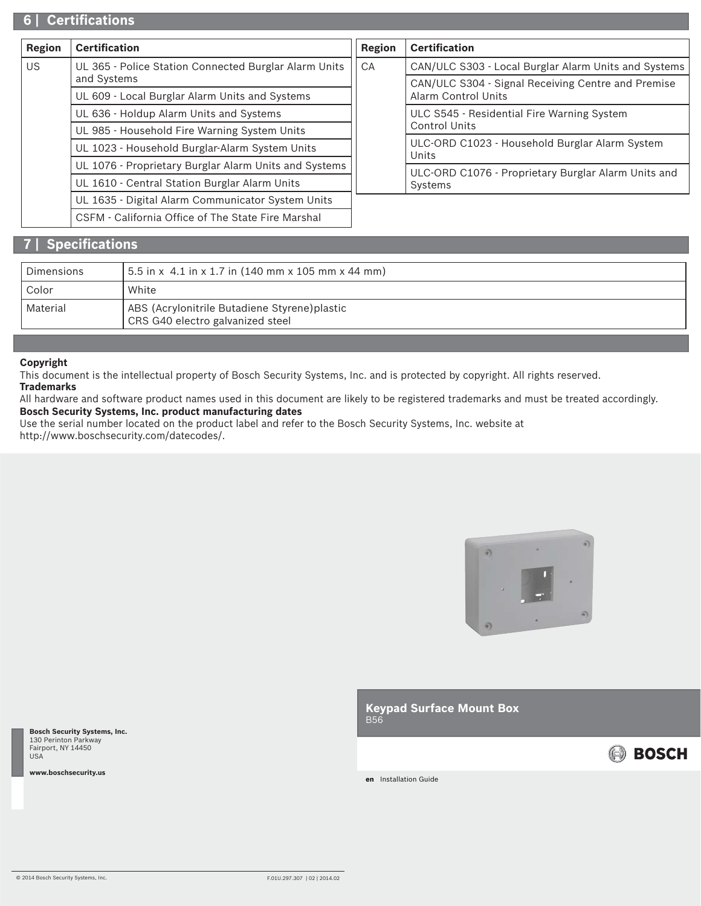## 6 | Certifications

| Region | Certification |
| --- | --- |
| US | UL 365 - Police Station Connected Burglar Alarm Units and Systems |
| | UL 609 - Local Burglar Alarm Units and Systems |
| | UL 636 - Holdup Alarm Units and Systems |
| | UL 985 - Household Fire Warning System Units |
| | UL 1023 - Household Burglar-Alarm System Units |
| | UL 1076 - Proprietary Burglar Alarm Units and Systems |
| | UL 1610 - Central Station Burglar Alarm Units |
| | UL 1635 - Digital Alarm Communicator System Units |
| | CSFM - California Office of The State Fire Marshal |

| Region | Certification |
| --- | --- |
| CA | CAN/ULC S303 - Local Burglar Alarm Units and Systems |
| | CAN/ULC S304 - Signal Receiving Centre and Premise Alarm Control Units |
| | ULC S545 - Residential Fire Warning System Control Units |
| | ULC-ORD C1023 - Household Burglar Alarm System Units |
| | ULC-ORD C1076 - Proprietary Burglar Alarm Units and Systems |

## 7 | Specifications

| | |
| --- | --- |
| Dimensions | 5.5 in x 4.1 in x 1.7 in (140 mm x 105 mm x 44 mm) |
| Color | White |
| Material | ABS (Acrylonitrile Butadiene Styrene)plastic<br>CRS G40 electro galvanized steel |

**Copyright**
This document is the intellectual property of Bosch Security Systems, Inc. and is protected by copyright. All rights reserved.
**Trademarks**
All hardware and software product names used in this document are likely to be registered trademarks and must be treated accordingly.
**Bosch Security Systems, Inc. product manufacturing dates**
Use the serial number located on the product label and refer to the Bosch Security Systems, Inc. website at http://www.boschsecurity.com/datecodes/.

**Keypad Surface Mount Box**
B56

BOSCH

**en** Installation Guide

**Bosch Security Systems, Inc.**
130 Perinton Parkway
Fairport, NY 14450
USA

**www.boschsecurity.us**

© 2014 Bosch Security Systems, Inc.

F.01U.297.307 | 02 | 2014.02